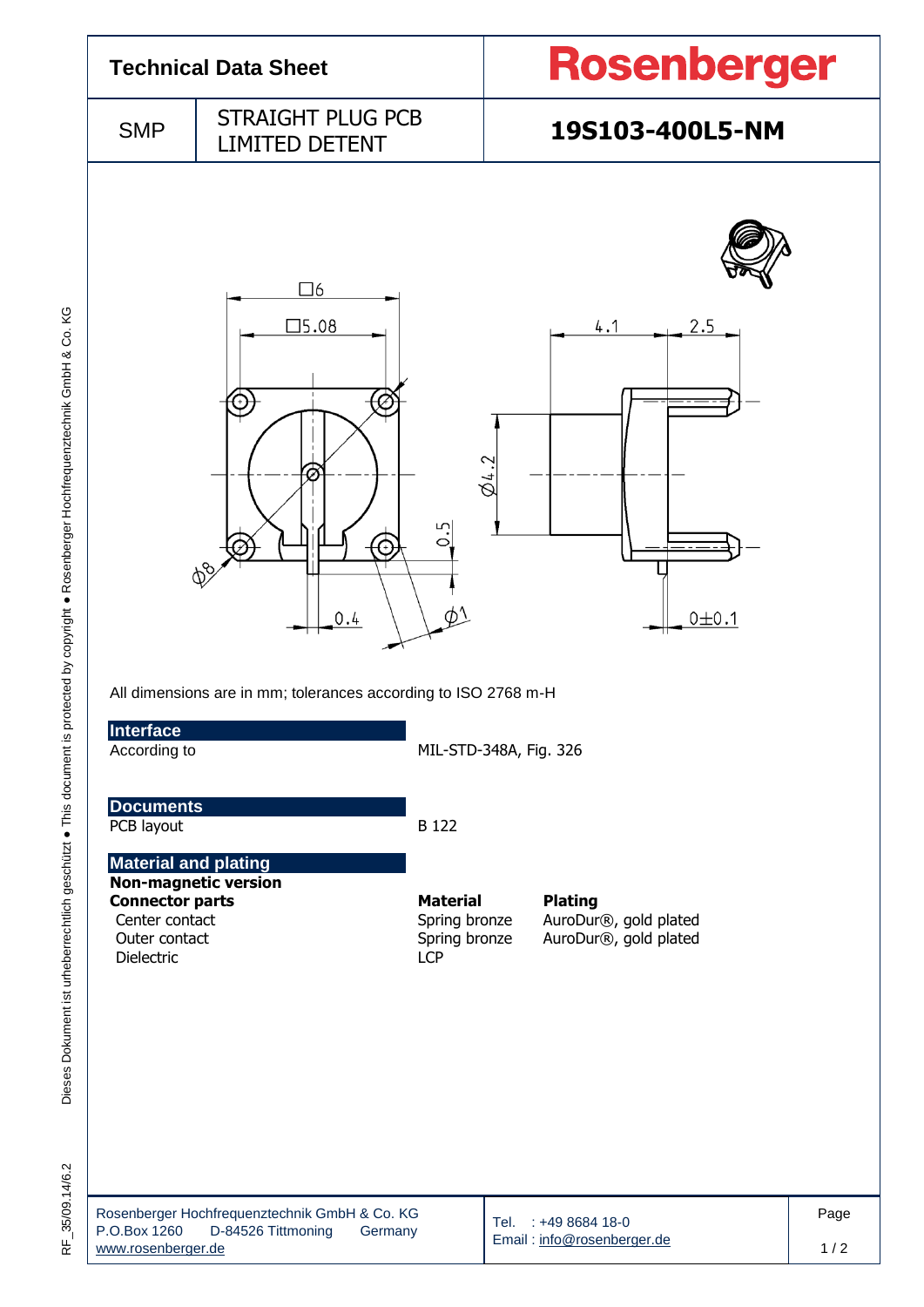# Technical Data Sheet

**Rosenberger**

| SMP | STRAIGHT PLUG PCB LIMITED DETENT | **19S103-400L5-NM** |
|---|---|---|

All dimensions are in mm; tolerances according to ISO 2768 m-H

## Interface

| | |
|---|---|
| According to | MIL-STD-348A, Fig. 326 |

## Documents

| | |
|---|---|
| PCB layout | B 122 |

## Material and plating

**Non-magnetic version**

| **Connector parts** | **Material** | **Plating** |
|---|---|---|
| Center contact | Spring bronze | AuroDur®, gold plated |
| Outer contact | Spring bronze | AuroDur®, gold plated |
| Dielectric | LCP | |

Rosenberger Hochfrequenztechnik GmbH & Co. KG
P.O.Box 1260 D-84526 Tittmoning Germany
www.rosenberger.de

Tel. : +49 8684 18-0
Email : info@rosenberger.de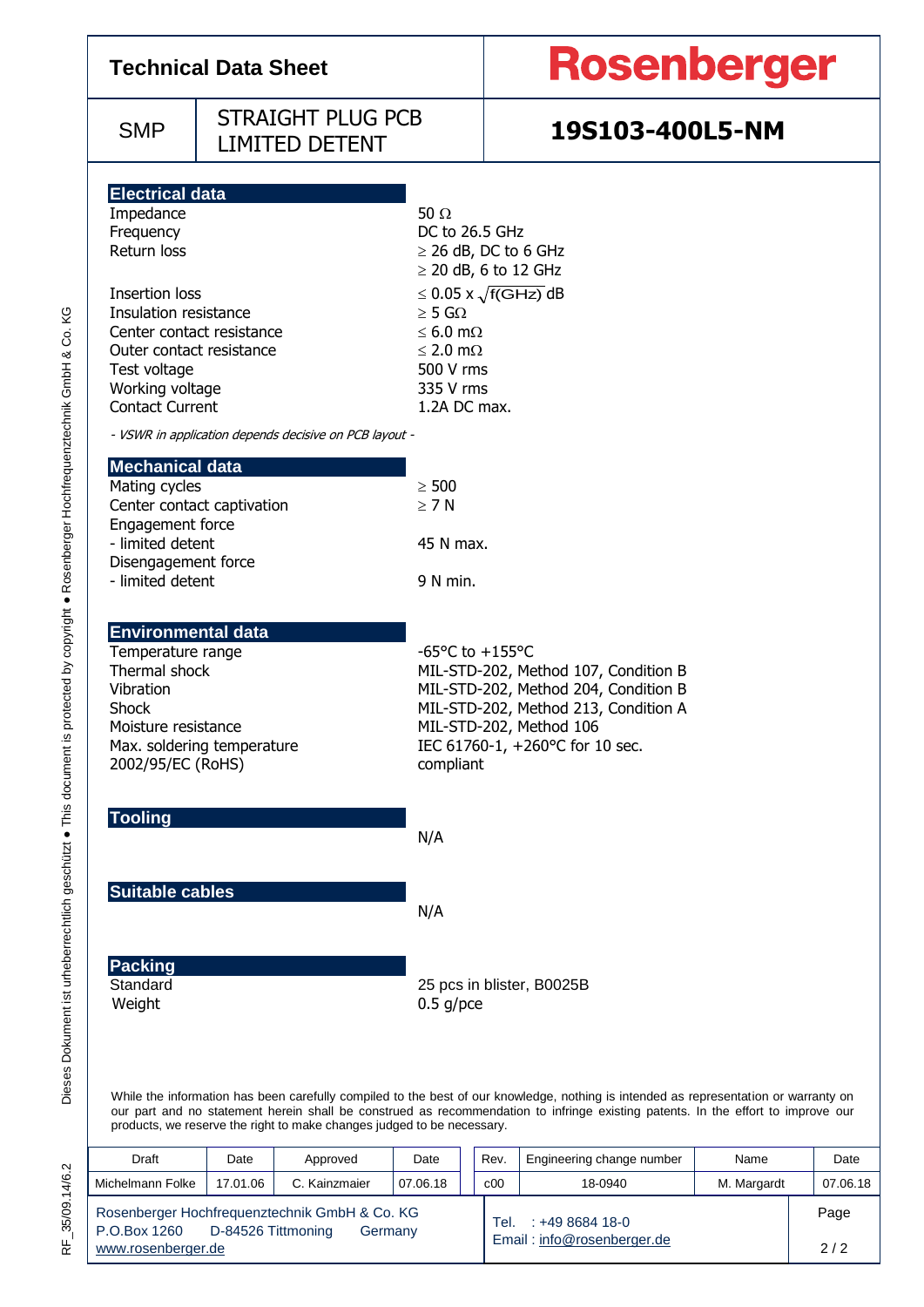# Technical Data Sheet

**Rosenberger**

| SMP | STRAIGHT PLUG PCB LIMITED DETENT | 19S103-400L5-NM |
|---|---|---|

## Electrical data

| | |
|---|---|
| Impedance | 50 Ω |
| Frequency | DC to 26.5 GHz |
| Return loss | ≥ 26 dB, DC to 6 GHz |
| | ≥ 20 dB, 6 to 12 GHz |
| Insertion loss | ≤ 0.05 x $\sqrt{f(GHz)}$ dB |
| Insulation resistance | ≥ 5 GΩ |
| Center contact resistance | ≤ 6.0 mΩ |
| Outer contact resistance | ≤ 2.0 mΩ |
| Test voltage | 500 V rms |
| Working voltage | 335 V rms |
| Contact Current | 1.2A DC max. |

*- VSWR in application depends decisive on PCB layout -*

## Mechanical data

| | |
|---|---|
| Mating cycles | ≥ 500 |
| Center contact captivation | ≥ 7 N |
| Engagement force | |
| - limited detent | 45 N max. |
| Disengagement force | |
| - limited detent | 9 N min. |

## Environmental data

| | |
|---|---|
| Temperature range | -65°C to +155°C |
| Thermal shock | MIL-STD-202, Method 107, Condition B |
| Vibration | MIL-STD-202, Method 204, Condition B |
| Shock | MIL-STD-202, Method 213, Condition A |
| Moisture resistance | MIL-STD-202, Method 106 |
| Max. soldering temperature | IEC 61760-1, +260°C for 10 sec. |
| 2002/95/EC (RoHS) | compliant |

## Tooling

N/A

## Suitable cables

N/A

## Packing

| | |
|---|---|
| Standard | 25 pcs in blister, B0025B |
| Weight | 0.5 g/pce |

While the information has been carefully compiled to the best of our knowledge, nothing is intended as representation or warranty on our part and no statement herein shall be construed as recommendation to infringe existing patents. In the effort to improve our products, we reserve the right to make changes judged to be necessary.

| Draft | Date | Approved | Date | Rev. | Engineering change number | Name | Date |
|---|---|---|---|---|---|---|---|
| Michelmann Folke | 17.01.06 | C. Kainzmaier | 07.06.18 | c00 | 18-0940 | M. Margardt | 07.06.18 |

Rosenberger Hochfrequenztechnik GmbH & Co. KG
P.O.Box 1260 D-84526 Tittmoning Germany
www.rosenberger.de

Tel. : +49 8684 18-0
Email : info@rosenberger.de

Dieses Dokument ist urheberrechtlich geschützt ● This document is protected by copyright ● Rosenberger Hochfrequenztechnik GmbH & Co. KG

RF_35/09.14/6.2